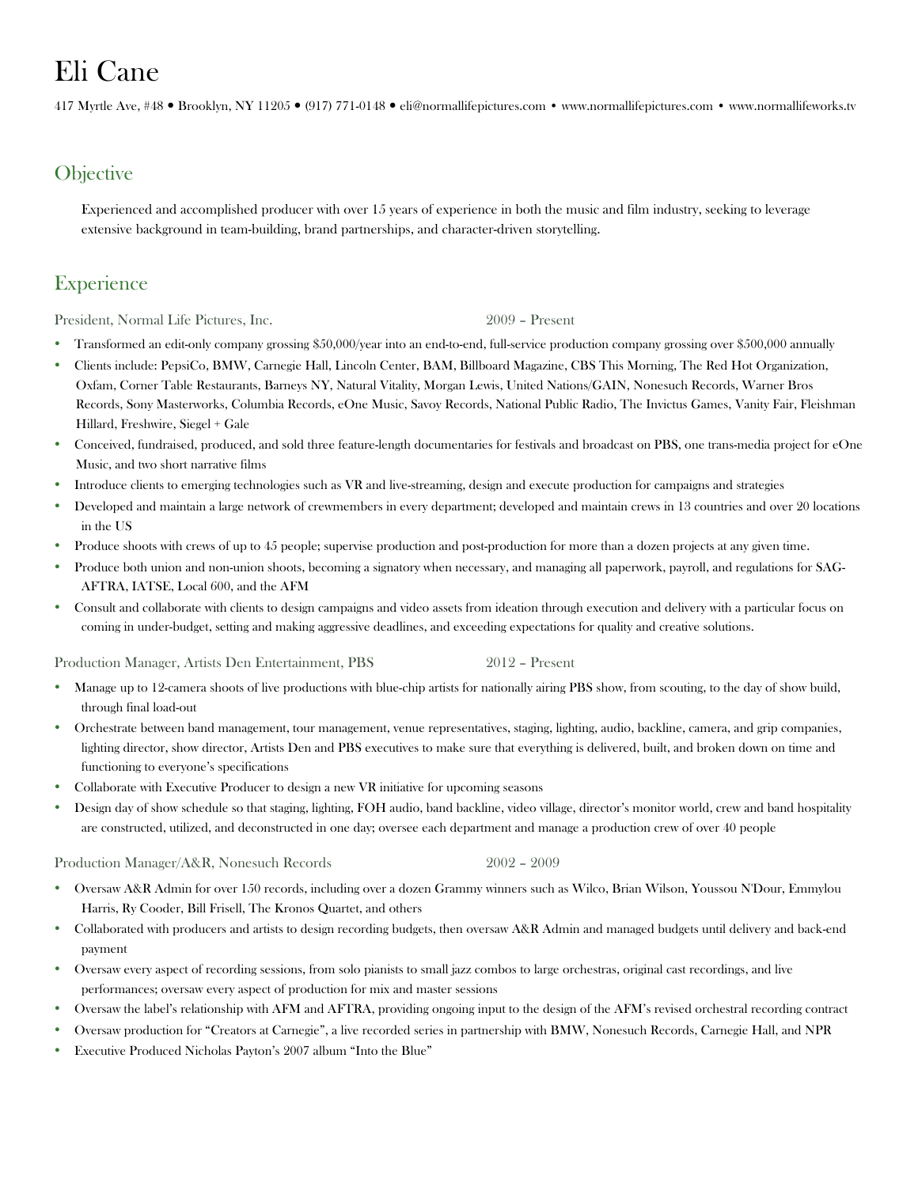# Eli Cane

417 Myrtle Ave, #48 • Brooklyn, NY 11205 • (917) 771-0148 • eli@normallifepictures.com • www.normallifepictures.com • www.normallifeworks.tv

## Objective

Experienced and accomplished producer with over 15 years of experience in both the music and film industry, seeking to leverage extensive background in team-building, brand partnerships, and character-driven storytelling.

## Experience

### President, Normal Life Pictures, Inc. — 2009 – Present

- Transformed an edit-only company grossing $50,000/year into an end-to-end, full-service production company grossing over $500,000 annually
- Clients include: PepsiCo, BMW, Carnegie Hall, Lincoln Center, BAM, Billboard Magazine, CBS This Morning, The Red Hot Organization, Oxfam, Corner Table Restaurants, Barneys NY, Natural Vitality, Morgan Lewis, United Nations/GAIN, Nonesuch Records, Warner Bros Records, Sony Masterworks, Columbia Records, eOne Music, Savoy Records, National Public Radio, The Invictus Games, Vanity Fair, Fleishman Hillard, Freshwire, Siegel + Gale
- Conceived, fundraised, produced, and sold three feature-length documentaries for festivals and broadcast on PBS, one trans-media project for eOne Music, and two short narrative films
- Introduce clients to emerging technologies such as VR and live-streaming, design and execute production for campaigns and strategies
- Developed and maintain a large network of crewmembers in every department; developed and maintain crews in 13 countries and over 20 locations in the US
- Produce shoots with crews of up to 45 people; supervise production and post-production for more than a dozen projects at any given time.
- Produce both union and non-union shoots, becoming a signatory when necessary, and managing all paperwork, payroll, and regulations for SAG-AFTRA, IATSE, Local 600, and the AFM
- Consult and collaborate with clients to design campaigns and video assets from ideation through execution and delivery with a particular focus on coming in under-budget, setting and making aggressive deadlines, and exceeding expectations for quality and creative solutions.

### Production Manager, Artists Den Entertainment, PBS — 2012 – Present

- Manage up to 12-camera shoots of live productions with blue-chip artists for nationally airing PBS show, from scouting, to the day of show build, through final load-out
- Orchestrate between band management, tour management, venue representatives, staging, lighting, audio, backline, camera, and grip companies, lighting director, show director, Artists Den and PBS executives to make sure that everything is delivered, built, and broken down on time and functioning to everyone's specifications
- Collaborate with Executive Producer to design a new VR initiative for upcoming seasons
- Design day of show schedule so that staging, lighting, FOH audio, band backline, video village, director's monitor world, crew and band hospitality are constructed, utilized, and deconstructed in one day; oversee each department and manage a production crew of over 40 people

### Production Manager/A&R, Nonesuch Records — 2002 – 2009

- Oversaw A&R Admin for over 150 records, including over a dozen Grammy winners such as Wilco, Brian Wilson, Youssou N'Dour, Emmylou Harris, Ry Cooder, Bill Frisell, The Kronos Quartet, and others
- Collaborated with producers and artists to design recording budgets, then oversaw A&R Admin and managed budgets until delivery and back-end payment
- Oversaw every aspect of recording sessions, from solo pianists to small jazz combos to large orchestras, original cast recordings, and live performances; oversaw every aspect of production for mix and master sessions
- Oversaw the label's relationship with AFM and AFTRA, providing ongoing input to the design of the AFM's revised orchestral recording contract
- Oversaw production for "Creators at Carnegie", a live recorded series in partnership with BMW, Nonesuch Records, Carnegie Hall, and NPR
- Executive Produced Nicholas Payton's 2007 album "Into the Blue"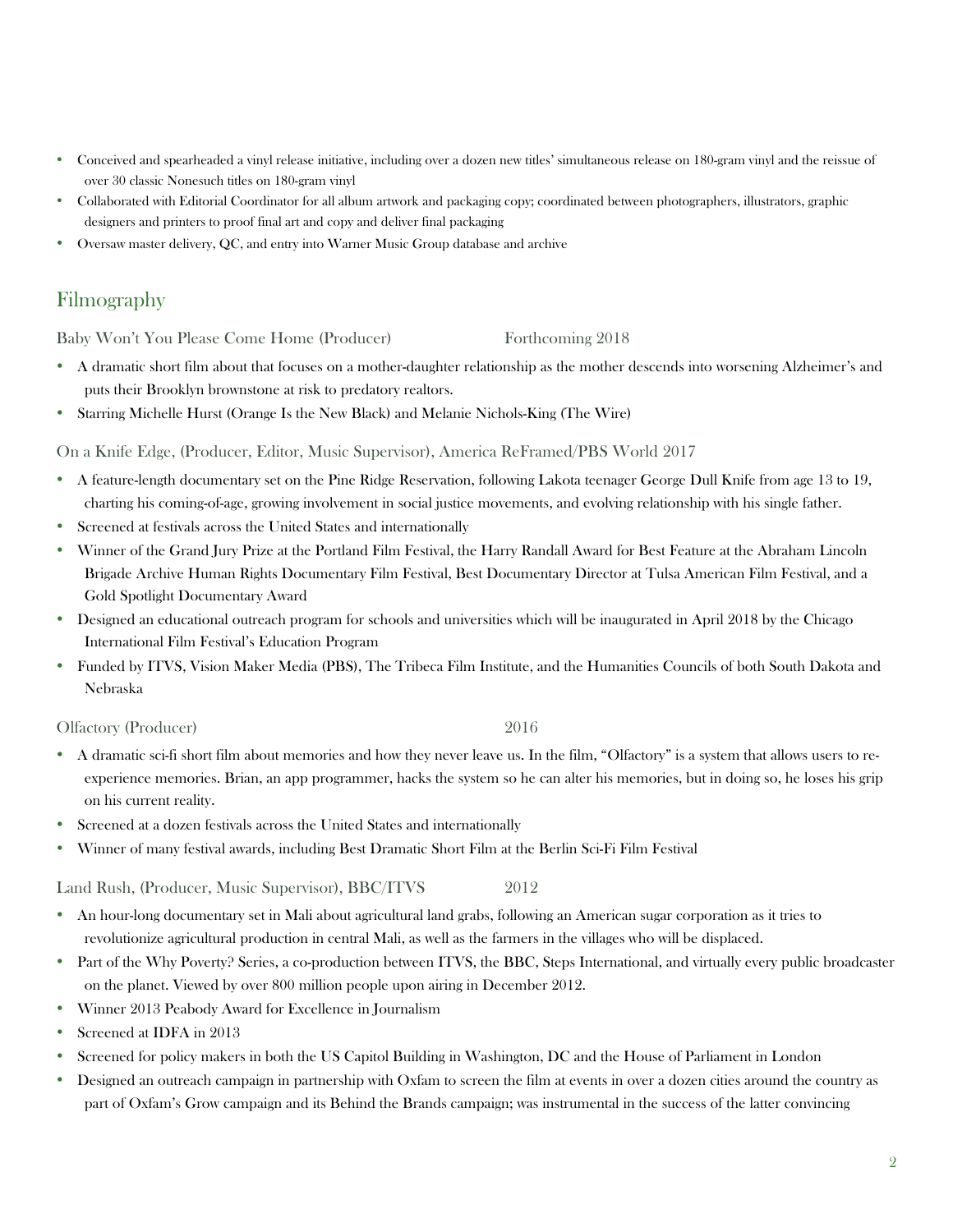- Conceived and spearheaded a vinyl release initiative, including over a dozen new titles' simultaneous release on 180-gram vinyl and the reissue of over 30 classic Nonesuch titles on 180-gram vinyl
- Collaborated with Editorial Coordinator for all album artwork and packaging copy; coordinated between photographers, illustrators, graphic designers and printers to proof final art and copy and deliver final packaging
- Oversaw master delivery, QC, and entry into Warner Music Group database and archive

## Filmography

Baby Won't You Please Come Home (Producer) Forthcoming 2018

- A dramatic short film about that focuses on a mother-daughter relationship as the mother descends into worsening Alzheimer's and puts their Brooklyn brownstone at risk to predatory realtors.
- Starring Michelle Hurst (Orange Is the New Black) and Melanie Nichols-King (The Wire)

On a Knife Edge, (Producer, Editor, Music Supervisor), America ReFramed/PBS World 2017

- A feature-length documentary set on the Pine Ridge Reservation, following Lakota teenager George Dull Knife from age 13 to 19, charting his coming-of-age, growing involvement in social justice movements, and evolving relationship with his single father.
- Screened at festivals across the United States and internationally
- Winner of the Grand Jury Prize at the Portland Film Festival, the Harry Randall Award for Best Feature at the Abraham Lincoln Brigade Archive Human Rights Documentary Film Festival, Best Documentary Director at Tulsa American Film Festival, and a Gold Spotlight Documentary Award
- Designed an educational outreach program for schools and universities which will be inaugurated in April 2018 by the Chicago International Film Festival's Education Program
- Funded by ITVS, Vision Maker Media (PBS), The Tribeca Film Institute, and the Humanities Councils of both South Dakota and Nebraska

Olfactory (Producer) 2016

- A dramatic sci-fi short film about memories and how they never leave us. In the film, "Olfactory" is a system that allows users to re-experience memories. Brian, an app programmer, hacks the system so he can alter his memories, but in doing so, he loses his grip on his current reality.
- Screened at a dozen festivals across the United States and internationally
- Winner of many festival awards, including Best Dramatic Short Film at the Berlin Sci-Fi Film Festival

Land Rush, (Producer, Music Supervisor), BBC/ITVS 2012

- An hour-long documentary set in Mali about agricultural land grabs, following an American sugar corporation as it tries to revolutionize agricultural production in central Mali, as well as the farmers in the villages who will be displaced.
- Part of the Why Poverty? Series, a co-production between ITVS, the BBC, Steps International, and virtually every public broadcaster on the planet. Viewed by over 800 million people upon airing in December 2012.
- Winner 2013 Peabody Award for Excellence in Journalism
- Screened at IDFA in 2013
- Screened for policy makers in both the US Capitol Building in Washington, DC and the House of Parliament in London
- Designed an outreach campaign in partnership with Oxfam to screen the film at events in over a dozen cities around the country as part of Oxfam's Grow campaign and its Behind the Brands campaign; was instrumental in the success of the latter convincing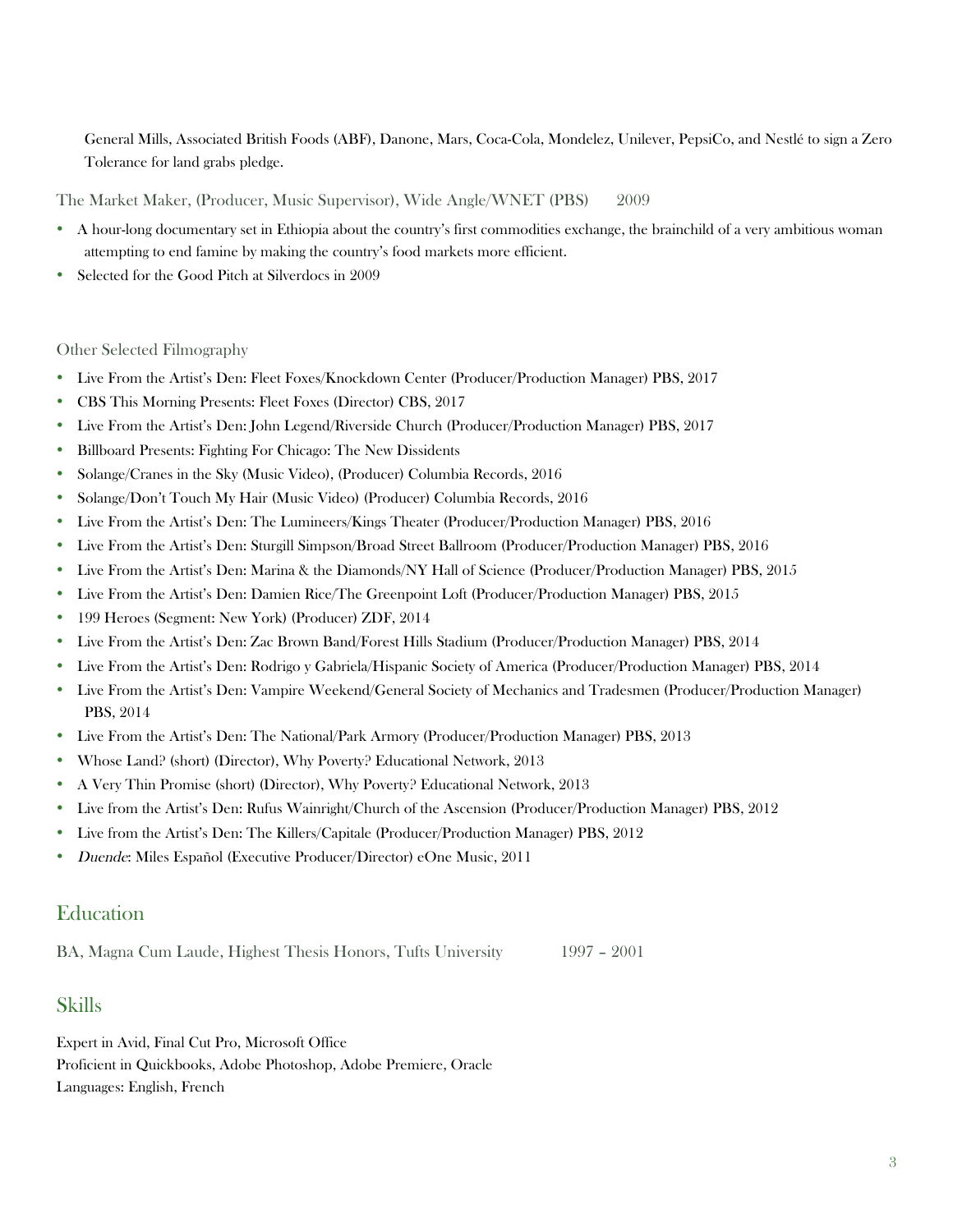General Mills, Associated British Foods (ABF), Danone, Mars, Coca-Cola, Mondelez, Unilever, PepsiCo, and Nestlé to sign a Zero Tolerance for land grabs pledge.

The Market Maker, (Producer, Music Supervisor), Wide Angle/WNET (PBS) 2009

- A hour-long documentary set in Ethiopia about the country's first commodities exchange, the brainchild of a very ambitious woman attempting to end famine by making the country's food markets more efficient.
- Selected for the Good Pitch at Silverdocs in 2009

Other Selected Filmography

- Live From the Artist's Den: Fleet Foxes/Knockdown Center (Producer/Production Manager) PBS, 2017
- CBS This Morning Presents: Fleet Foxes (Director) CBS, 2017
- Live From the Artist's Den: John Legend/Riverside Church (Producer/Production Manager) PBS, 2017
- Billboard Presents: Fighting For Chicago: The New Dissidents
- Solange/Cranes in the Sky (Music Video), (Producer) Columbia Records, 2016
- Solange/Don't Touch My Hair (Music Video) (Producer) Columbia Records, 2016
- Live From the Artist's Den: The Lumineers/Kings Theater (Producer/Production Manager) PBS, 2016
- Live From the Artist's Den: Sturgill Simpson/Broad Street Ballroom (Producer/Production Manager) PBS, 2016
- Live From the Artist's Den: Marina & the Diamonds/NY Hall of Science (Producer/Production Manager) PBS, 2015
- Live From the Artist's Den: Damien Rice/The Greenpoint Loft (Producer/Production Manager) PBS, 2015
- 199 Heroes (Segment: New York) (Producer) ZDF, 2014
- Live From the Artist's Den: Zac Brown Band/Forest Hills Stadium (Producer/Production Manager) PBS, 2014
- Live From the Artist's Den: Rodrigo y Gabriela/Hispanic Society of America (Producer/Production Manager) PBS, 2014
- Live From the Artist's Den: Vampire Weekend/General Society of Mechanics and Tradesmen (Producer/Production Manager) PBS, 2014
- Live From the Artist's Den: The National/Park Armory (Producer/Production Manager) PBS, 2013
- Whose Land? (short) (Director), Why Poverty? Educational Network, 2013
- A Very Thin Promise (short) (Director), Why Poverty? Educational Network, 2013
- Live from the Artist's Den: Rufus Wainright/Church of the Ascension (Producer/Production Manager) PBS, 2012
- Live from the Artist's Den: The Killers/Capitale (Producer/Production Manager) PBS, 2012
- *Duende*: Miles Español (Executive Producer/Director) eOne Music, 2011

## Education

BA, Magna Cum Laude, Highest Thesis Honors, Tufts University 1997 – 2001

## Skills

Expert in Avid, Final Cut Pro, Microsoft Office
Proficient in Quickbooks, Adobe Photoshop, Adobe Premiere, Oracle
Languages: English, French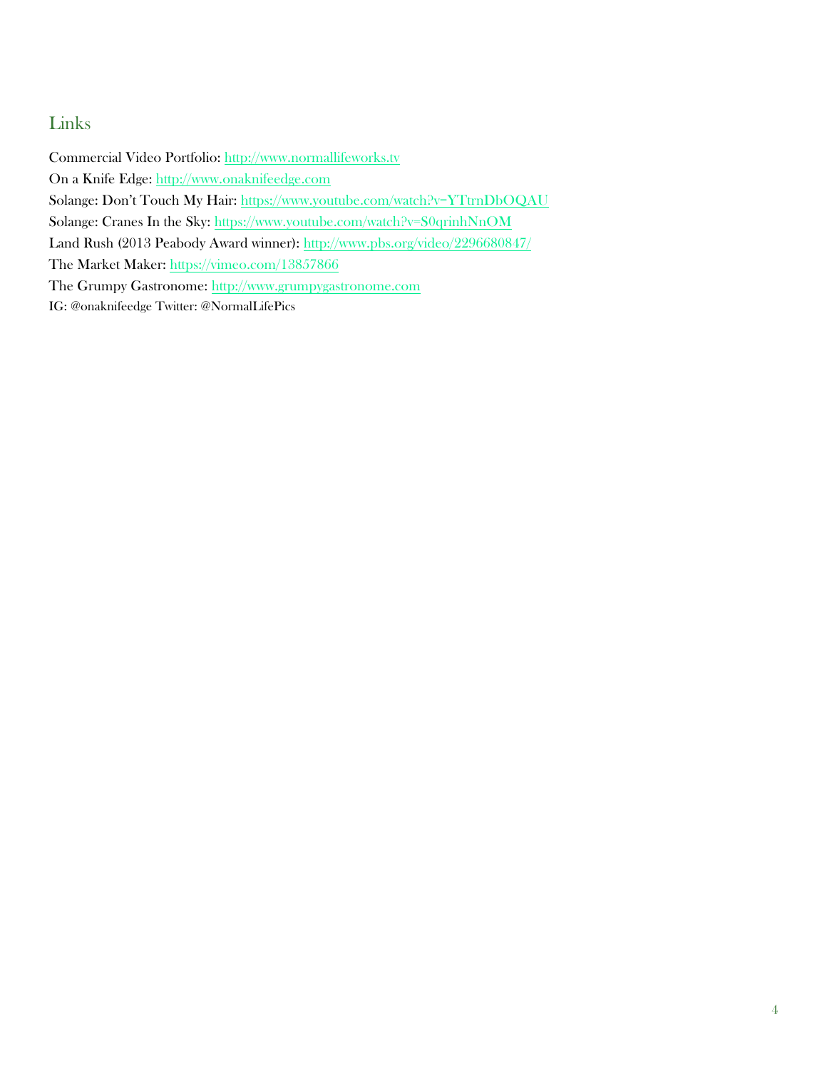## Links

Commercial Video Portfolio: http://www.normallifeworks.tv
On a Knife Edge: http://www.onaknifeedge.com
Solange: Don't Touch My Hair: https://www.youtube.com/watch?v=YTtrnDbOQAU
Solange: Cranes In the Sky: https://www.youtube.com/watch?v=S0qrinhNnOM
Land Rush (2013 Peabody Award winner): http://www.pbs.org/video/2296680847/
The Market Maker: https://vimeo.com/13857866
The Grumpy Gastronome: http://www.grumpygastronome.com
IG: @onaknifeedge Twitter: @NormalLifePics